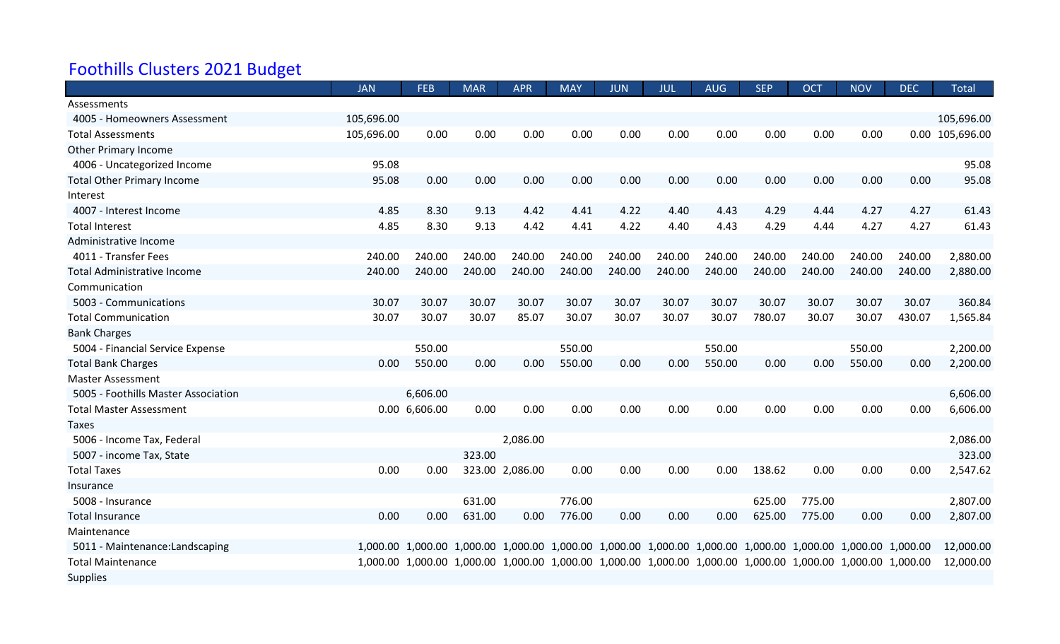# Foothills Clusters 2021 Budget

| | JAN | FEB | MAR | APR | MAY | JUN | JUL | AUG | SEP | OCT | NOV | DEC | Total |
|---|---|---|---|---|---|---|---|---|---|---|---|---|---|
| Assessments | | | | | | | | | | | | | |
| 4005 - Homeowners Assessment | 105,696.00 | | | | | | | | | | | | 105,696.00 |
| Total Assessments | 105,696.00 | 0.00 | 0.00 | 0.00 | 0.00 | 0.00 | 0.00 | 0.00 | 0.00 | 0.00 | 0.00 | 0.00 | 105,696.00 |
| Other Primary Income | | | | | | | | | | | | | |
| 4006 - Uncategorized Income | 95.08 | | | | | | | | | | | | 95.08 |
| Total Other Primary Income | 95.08 | 0.00 | 0.00 | 0.00 | 0.00 | 0.00 | 0.00 | 0.00 | 0.00 | 0.00 | 0.00 | 0.00 | 95.08 |
| Interest | | | | | | | | | | | | | |
| 4007 - Interest Income | 4.85 | 8.30 | 9.13 | 4.42 | 4.41 | 4.22 | 4.40 | 4.43 | 4.29 | 4.44 | 4.27 | 4.27 | 61.43 |
| Total Interest | 4.85 | 8.30 | 9.13 | 4.42 | 4.41 | 4.22 | 4.40 | 4.43 | 4.29 | 4.44 | 4.27 | 4.27 | 61.43 |
| Administrative Income | | | | | | | | | | | | | |
| 4011 - Transfer Fees | 240.00 | 240.00 | 240.00 | 240.00 | 240.00 | 240.00 | 240.00 | 240.00 | 240.00 | 240.00 | 240.00 | 240.00 | 2,880.00 |
| Total Administrative Income | 240.00 | 240.00 | 240.00 | 240.00 | 240.00 | 240.00 | 240.00 | 240.00 | 240.00 | 240.00 | 240.00 | 240.00 | 2,880.00 |
| Communication | | | | | | | | | | | | | |
| 5003 - Communications | 30.07 | 30.07 | 30.07 | 30.07 | 30.07 | 30.07 | 30.07 | 30.07 | 30.07 | 30.07 | 30.07 | 30.07 | 360.84 |
| Total Communication | 30.07 | 30.07 | 30.07 | 85.07 | 30.07 | 30.07 | 30.07 | 30.07 | 780.07 | 30.07 | 30.07 | 430.07 | 1,565.84 |
| Bank Charges | | | | | | | | | | | | | |
| 5004 - Financial Service Expense | | 550.00 | | | 550.00 | | | 550.00 | | | 550.00 | | 2,200.00 |
| Total Bank Charges | 0.00 | 550.00 | 0.00 | 0.00 | 550.00 | 0.00 | 0.00 | 550.00 | 0.00 | 0.00 | 550.00 | 0.00 | 2,200.00 |
| Master Assessment | | | | | | | | | | | | | |
| 5005 - Foothills Master Association | | 6,606.00 | | | | | | | | | | | 6,606.00 |
| Total Master Assessment | 0.00 | 6,606.00 | 0.00 | 0.00 | 0.00 | 0.00 | 0.00 | 0.00 | 0.00 | 0.00 | 0.00 | 0.00 | 6,606.00 |
| Taxes | | | | | | | | | | | | | |
| 5006 - Income Tax, Federal | | | | 2,086.00 | | | | | | | | | 2,086.00 |
| 5007 - income Tax, State | | | 323.00 | | | | | | | | | | 323.00 |
| Total Taxes | 0.00 | 0.00 | 323.00 | 2,086.00 | 0.00 | 0.00 | 0.00 | 0.00 | 138.62 | 0.00 | 0.00 | 0.00 | 2,547.62 |
| Insurance | | | | | | | | | | | | | |
| 5008 - Insurance | | | 631.00 | | 776.00 | | | | 625.00 | 775.00 | | | 2,807.00 |
| Total Insurance | 0.00 | 0.00 | 631.00 | 0.00 | 776.00 | 0.00 | 0.00 | 0.00 | 625.00 | 775.00 | 0.00 | 0.00 | 2,807.00 |
| Maintenance | | | | | | | | | | | | | |
| 5011 - Maintenance:Landscaping | 1,000.00 | 1,000.00 | 1,000.00 | 1,000.00 | 1,000.00 | 1,000.00 | 1,000.00 | 1,000.00 | 1,000.00 | 1,000.00 | 1,000.00 | 1,000.00 | 12,000.00 |
| Total Maintenance | 1,000.00 | 1,000.00 | 1,000.00 | 1,000.00 | 1,000.00 | 1,000.00 | 1,000.00 | 1,000.00 | 1,000.00 | 1,000.00 | 1,000.00 | 1,000.00 | 12,000.00 |
| Supplies | | | | | | | | | | | | | |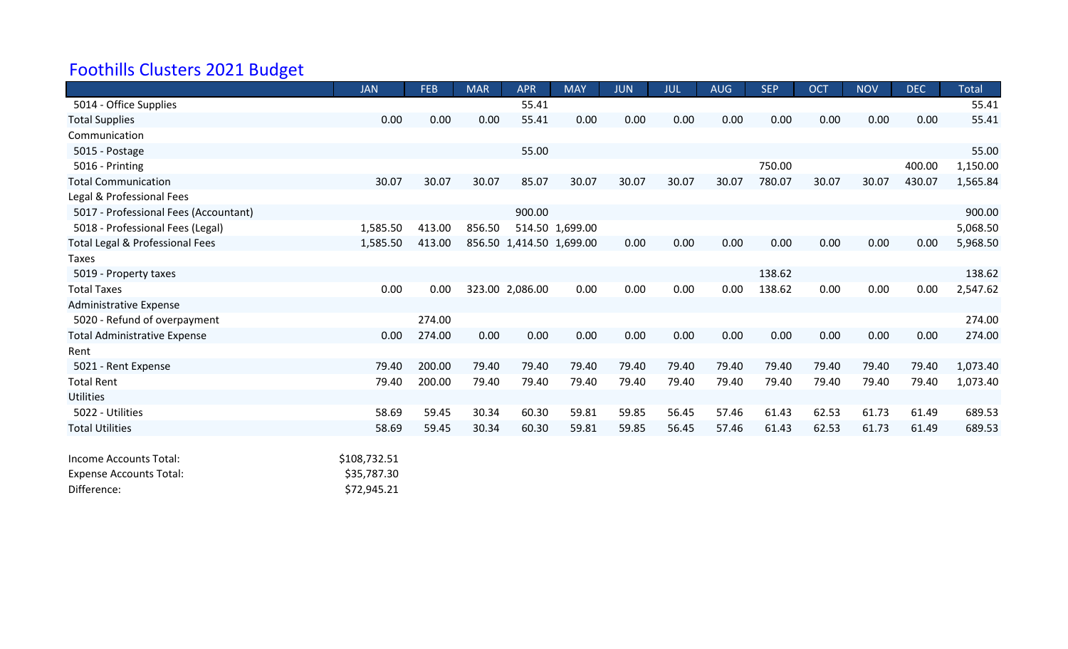# Foothills Clusters 2021 Budget

| | JAN | FEB | MAR | APR | MAY | JUN | JUL | AUG | SEP | OCT | NOV | DEC | Total |
|---|---|---|---|---|---|---|---|---|---|---|---|---|---|
| 5014 - Office Supplies | | | | 55.41 | | | | | | | | | 55.41 |
| Total Supplies | 0.00 | 0.00 | 0.00 | 55.41 | 0.00 | 0.00 | 0.00 | 0.00 | 0.00 | 0.00 | 0.00 | 0.00 | 55.41 |
| Communication | | | | | | | | | | | | | |
| 5015 - Postage | | | | 55.00 | | | | | | | | | 55.00 |
| 5016 - Printing | | | | | | | | | 750.00 | | | 400.00 | 1,150.00 |
| Total Communication | 30.07 | 30.07 | 30.07 | 85.07 | 30.07 | 30.07 | 30.07 | 30.07 | 780.07 | 30.07 | 30.07 | 430.07 | 1,565.84 |
| Legal & Professional Fees | | | | | | | | | | | | | |
| 5017 - Professional Fees (Accountant) | | | | 900.00 | | | | | | | | | 900.00 |
| 5018 - Professional Fees (Legal) | 1,585.50 | 413.00 | 856.50 | 514.50 | 1,699.00 | | | | | | | | 5,068.50 |
| Total Legal & Professional Fees | 1,585.50 | 413.00 | 856.50 | 1,414.50 | 1,699.00 | 0.00 | 0.00 | 0.00 | 0.00 | 0.00 | 0.00 | 0.00 | 5,968.50 |
| Taxes | | | | | | | | | | | | | |
| 5019 - Property taxes | | | | | | | | | 138.62 | | | | 138.62 |
| Total Taxes | 0.00 | 0.00 | 323.00 | 2,086.00 | 0.00 | 0.00 | 0.00 | 0.00 | 138.62 | 0.00 | 0.00 | 0.00 | 2,547.62 |
| Administrative Expense | | | | | | | | | | | | | |
| 5020 - Refund of overpayment | | 274.00 | | | | | | | | | | | 274.00 |
| Total Administrative Expense | 0.00 | 274.00 | 0.00 | 0.00 | 0.00 | 0.00 | 0.00 | 0.00 | 0.00 | 0.00 | 0.00 | 0.00 | 274.00 |
| Rent | | | | | | | | | | | | | |
| 5021 - Rent Expense | 79.40 | 200.00 | 79.40 | 79.40 | 79.40 | 79.40 | 79.40 | 79.40 | 79.40 | 79.40 | 79.40 | 79.40 | 1,073.40 |
| Total Rent | 79.40 | 200.00 | 79.40 | 79.40 | 79.40 | 79.40 | 79.40 | 79.40 | 79.40 | 79.40 | 79.40 | 79.40 | 1,073.40 |
| Utilities | | | | | | | | | | | | | |
| 5022 - Utilities | 58.69 | 59.45 | 30.34 | 60.30 | 59.81 | 59.85 | 56.45 | 57.46 | 61.43 | 62.53 | 61.73 | 61.49 | 689.53 |
| Total Utilities | 58.69 | 59.45 | 30.34 | 60.30 | 59.81 | 59.85 | 56.45 | 57.46 | 61.43 | 62.53 | 61.73 | 61.49 | 689.53 |

| | |
|---|---|
| Income Accounts Total: | $108,732.51 |
| Expense Accounts Total: | $35,787.30 |
| Difference: | $72,945.21 |